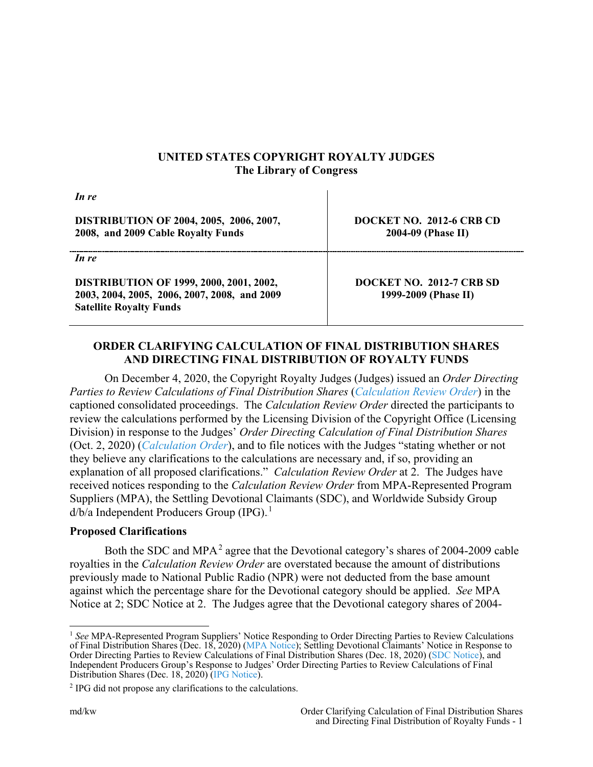**UNITED STATES COPYRIGHT ROYALTY JUDGES**
**The Library of Congress**

| *In re* | |
|---|---|
| **DISTRIBUTION OF 2004, 2005, 2006, 2007, 2008, and 2009 Cable Royalty Funds** | **DOCKET NO. 2012-6 CRB CD 2004-09 (Phase II)** |
| *In re* | |
| **DISTRIBUTION OF 1999, 2000, 2001, 2002, 2003, 2004, 2005, 2006, 2007, 2008, and 2009 Satellite Royalty Funds** | **DOCKET NO. 2012-7 CRB SD 1999-2009 (Phase II)** |

## ORDER CLARIFYING CALCULATION OF FINAL DISTRIBUTION SHARES AND DIRECTING FINAL DISTRIBUTION OF ROYALTY FUNDS

On December 4, 2020, the Copyright Royalty Judges (Judges) issued an *Order Directing Parties to Review Calculations of Final Distribution Shares* (*Calculation Review Order*) in the captioned consolidated proceedings. The *Calculation Review Order* directed the participants to review the calculations performed by the Licensing Division of the Copyright Office (Licensing Division) in response to the Judges' *Order Directing Calculation of Final Distribution Shares* (Oct. 2, 2020) (*Calculation Order*), and to file notices with the Judges "stating whether or not they believe any clarifications to the calculations are necessary and, if so, providing an explanation of all proposed clarifications." *Calculation Review Order* at 2. The Judges have received notices responding to the *Calculation Review Order* from MPA-Represented Program Suppliers (MPA), the Settling Devotional Claimants (SDC), and Worldwide Subsidy Group d/b/a Independent Producers Group (IPG).[1]

### Proposed Clarifications

Both the SDC and MPA[2] agree that the Devotional category's shares of 2004-2009 cable royalties in the *Calculation Review Order* are overstated because the amount of distributions previously made to National Public Radio (NPR) were not deducted from the base amount against which the percentage share for the Devotional category should be applied. *See* MPA Notice at 2; SDC Notice at 2. The Judges agree that the Devotional category shares of 2004-

[1] *See* MPA-Represented Program Suppliers' Notice Responding to Order Directing Parties to Review Calculations of Final Distribution Shares (Dec. 18, 2020) (MPA Notice); Settling Devotional Claimants' Notice in Response to Order Directing Parties to Review Calculations of Final Distribution Shares (Dec. 18, 2020) (SDC Notice), and Independent Producers Group's Response to Judges' Order Directing Parties to Review Calculations of Final Distribution Shares (Dec. 18, 2020) (IPG Notice).

[2] IPG did not propose any clarifications to the calculations.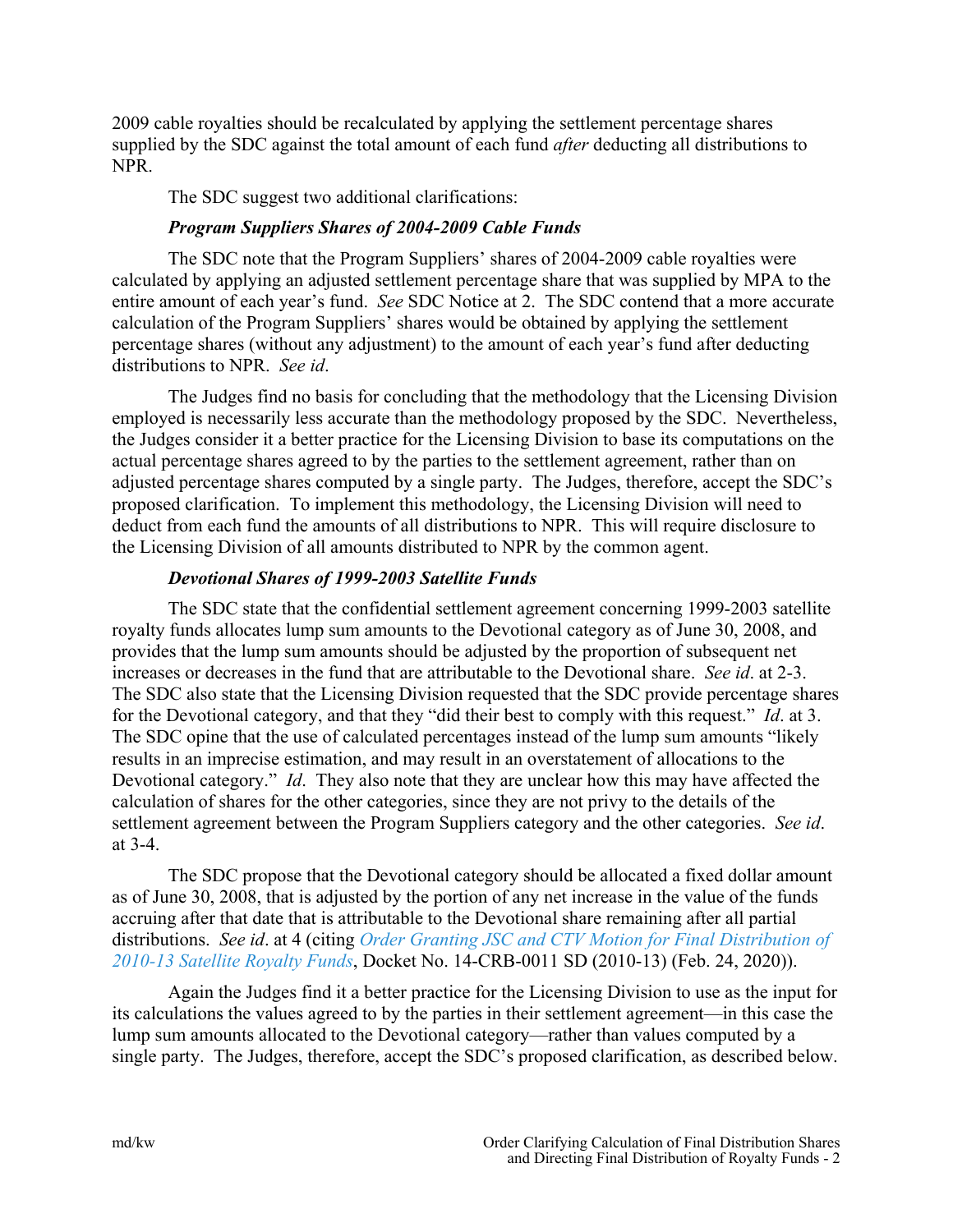2009 cable royalties should be recalculated by applying the settlement percentage shares supplied by the SDC against the total amount of each fund *after* deducting all distributions to NPR.

The SDC suggest two additional clarifications:

### *Program Suppliers Shares of 2004-2009 Cable Funds*

The SDC note that the Program Suppliers' shares of 2004-2009 cable royalties were calculated by applying an adjusted settlement percentage share that was supplied by MPA to the entire amount of each year's fund. *See* SDC Notice at 2. The SDC contend that a more accurate calculation of the Program Suppliers' shares would be obtained by applying the settlement percentage shares (without any adjustment) to the amount of each year's fund after deducting distributions to NPR. *See id*.

The Judges find no basis for concluding that the methodology that the Licensing Division employed is necessarily less accurate than the methodology proposed by the SDC. Nevertheless, the Judges consider it a better practice for the Licensing Division to base its computations on the actual percentage shares agreed to by the parties to the settlement agreement, rather than on adjusted percentage shares computed by a single party. The Judges, therefore, accept the SDC's proposed clarification. To implement this methodology, the Licensing Division will need to deduct from each fund the amounts of all distributions to NPR. This will require disclosure to the Licensing Division of all amounts distributed to NPR by the common agent.

### *Devotional Shares of 1999-2003 Satellite Funds*

The SDC state that the confidential settlement agreement concerning 1999-2003 satellite royalty funds allocates lump sum amounts to the Devotional category as of June 30, 2008, and provides that the lump sum amounts should be adjusted by the proportion of subsequent net increases or decreases in the fund that are attributable to the Devotional share. *See id*. at 2-3. The SDC also state that the Licensing Division requested that the SDC provide percentage shares for the Devotional category, and that they "did their best to comply with this request." *Id*. at 3. The SDC opine that the use of calculated percentages instead of the lump sum amounts "likely results in an imprecise estimation, and may result in an overstatement of allocations to the Devotional category." *Id*. They also note that they are unclear how this may have affected the calculation of shares for the other categories, since they are not privy to the details of the settlement agreement between the Program Suppliers category and the other categories. *See id*. at 3-4.

The SDC propose that the Devotional category should be allocated a fixed dollar amount as of June 30, 2008, that is adjusted by the portion of any net increase in the value of the funds accruing after that date that is attributable to the Devotional share remaining after all partial distributions. *See id*. at 4 (citing *Order Granting JSC and CTV Motion for Final Distribution of 2010-13 Satellite Royalty Funds*, Docket No. 14-CRB-0011 SD (2010-13) (Feb. 24, 2020)).

Again the Judges find it a better practice for the Licensing Division to use as the input for its calculations the values agreed to by the parties in their settlement agreement—in this case the lump sum amounts allocated to the Devotional category—rather than values computed by a single party. The Judges, therefore, accept the SDC's proposed clarification, as described below.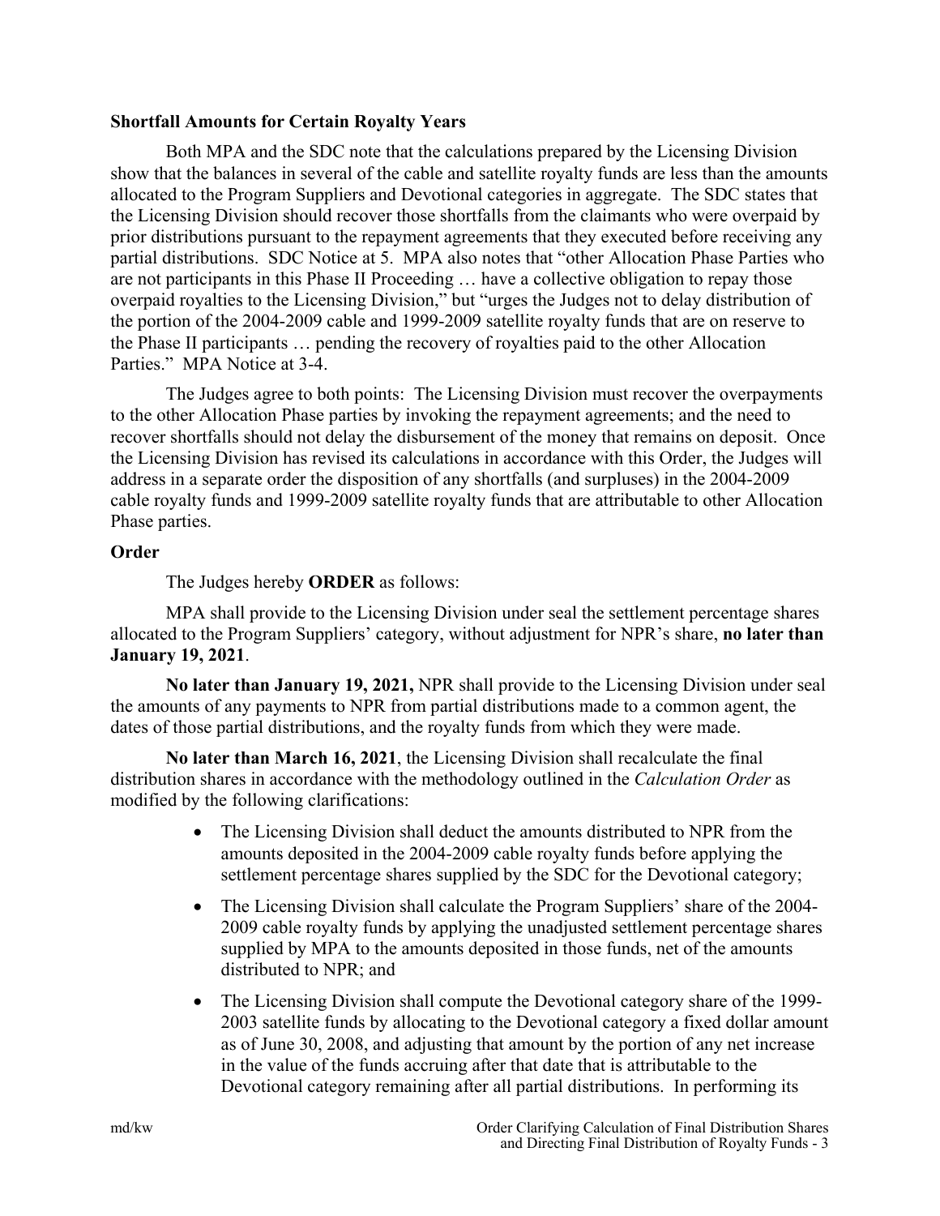**Shortfall Amounts for Certain Royalty Years**

Both MPA and the SDC note that the calculations prepared by the Licensing Division show that the balances in several of the cable and satellite royalty funds are less than the amounts allocated to the Program Suppliers and Devotional categories in aggregate. The SDC states that the Licensing Division should recover those shortfalls from the claimants who were overpaid by prior distributions pursuant to the repayment agreements that they executed before receiving any partial distributions. SDC Notice at 5. MPA also notes that "other Allocation Phase Parties who are not participants in this Phase II Proceeding … have a collective obligation to repay those overpaid royalties to the Licensing Division," but "urges the Judges not to delay distribution of the portion of the 2004-2009 cable and 1999-2009 satellite royalty funds that are on reserve to the Phase II participants … pending the recovery of royalties paid to the other Allocation Parties." MPA Notice at 3-4.

The Judges agree to both points: The Licensing Division must recover the overpayments to the other Allocation Phase parties by invoking the repayment agreements; and the need to recover shortfalls should not delay the disbursement of the money that remains on deposit. Once the Licensing Division has revised its calculations in accordance with this Order, the Judges will address in a separate order the disposition of any shortfalls (and surpluses) in the 2004-2009 cable royalty funds and 1999-2009 satellite royalty funds that are attributable to other Allocation Phase parties.

**Order**

The Judges hereby **ORDER** as follows:

MPA shall provide to the Licensing Division under seal the settlement percentage shares allocated to the Program Suppliers' category, without adjustment for NPR's share, **no later than January 19, 2021**.

**No later than January 19, 2021,** NPR shall provide to the Licensing Division under seal the amounts of any payments to NPR from partial distributions made to a common agent, the dates of those partial distributions, and the royalty funds from which they were made.

**No later than March 16, 2021**, the Licensing Division shall recalculate the final distribution shares in accordance with the methodology outlined in the *Calculation Order* as modified by the following clarifications:

- The Licensing Division shall deduct the amounts distributed to NPR from the amounts deposited in the 2004-2009 cable royalty funds before applying the settlement percentage shares supplied by the SDC for the Devotional category;
- The Licensing Division shall calculate the Program Suppliers' share of the 2004-2009 cable royalty funds by applying the unadjusted settlement percentage shares supplied by MPA to the amounts deposited in those funds, net of the amounts distributed to NPR; and
- The Licensing Division shall compute the Devotional category share of the 1999-2003 satellite funds by allocating to the Devotional category a fixed dollar amount as of June 30, 2008, and adjusting that amount by the portion of any net increase in the value of the funds accruing after that date that is attributable to the Devotional category remaining after all partial distributions. In performing its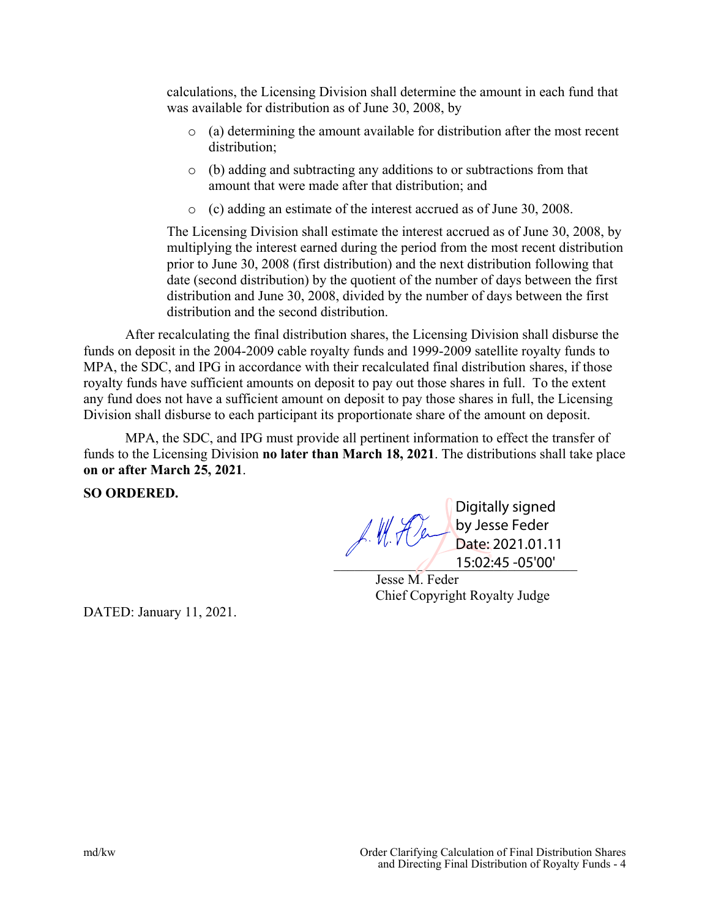calculations, the Licensing Division shall determine the amount in each fund that was available for distribution as of June 30, 2008, by

- (a) determining the amount available for distribution after the most recent distribution;
- (b) adding and subtracting any additions to or subtractions from that amount that were made after that distribution; and
- (c) adding an estimate of the interest accrued as of June 30, 2008.

The Licensing Division shall estimate the interest accrued as of June 30, 2008, by multiplying the interest earned during the period from the most recent distribution prior to June 30, 2008 (first distribution) and the next distribution following that date (second distribution) by the quotient of the number of days between the first distribution and June 30, 2008, divided by the number of days between the first distribution and the second distribution.

After recalculating the final distribution shares, the Licensing Division shall disburse the funds on deposit in the 2004-2009 cable royalty funds and 1999-2009 satellite royalty funds to MPA, the SDC, and IPG in accordance with their recalculated final distribution shares, if those royalty funds have sufficient amounts on deposit to pay out those shares in full. To the extent any fund does not have a sufficient amount on deposit to pay those shares in full, the Licensing Division shall disburse to each participant its proportionate share of the amount on deposit.

MPA, the SDC, and IPG must provide all pertinent information to effect the transfer of funds to the Licensing Division **no later than March 18, 2021**. The distributions shall take place **on or after March 25, 2021**.

**SO ORDERED.**

Digitally signed by Jesse Feder
Date: 2021.01.11 15:02:45 -05'00'

Jesse M. Feder
Chief Copyright Royalty Judge

DATED: January 11, 2021.

md/kw

Order Clarifying Calculation of Final Distribution Shares and Directing Final Distribution of Royalty Funds - 4